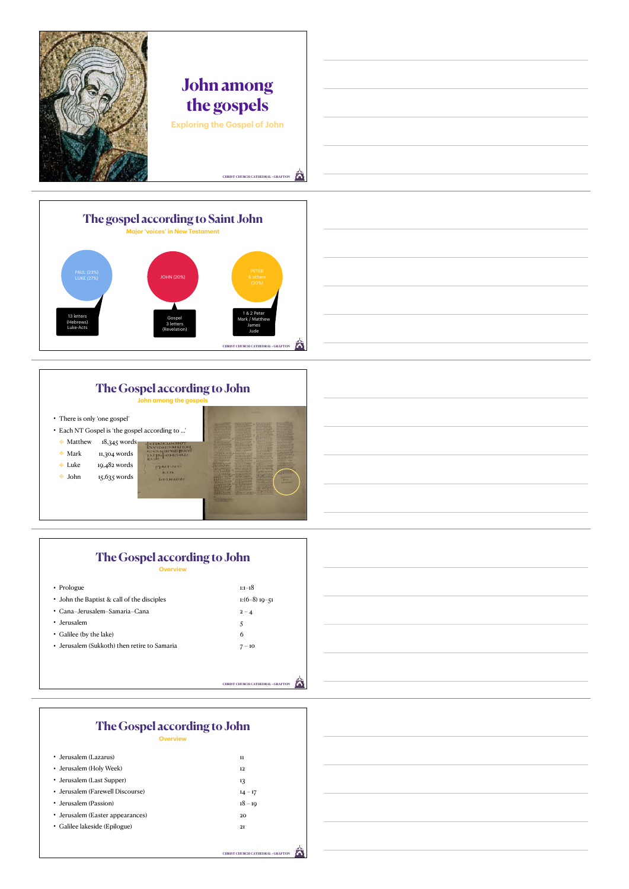# John among the gospels

Exploring the Gospel of John

CHRIST CHURCH CATHEDRAL · GRAFTON

## The gospel according to Saint John

Major 'voices' in New Testament

PAUL (23%)
LUKE (27%)

JOHN (20%)

PETER
& others
(30%)

13 letters
(Hebrews)
Luke-Acts

Gospel
3 letters
(Revelation)

1 & 2 Peter
Mark / Matthew
James
Jude

CHRIST CHURCH CATHEDRAL · GRAFTON

## The Gospel according to John

John among the gospels

- There is only 'one gospel'
- Each NT Gospel is 'the gospel according to ...'
  - Matthew 18,345 words
  - Mark 11,304 words
  - Luke 19,482 words
  - John 15,635 words

## The Gospel according to John

Overview

| | |
|---|---|
| • Prologue | 1:1–18 |
| • John the Baptist & call of the disciples | 1:(6–8) 19–51 |
| • Cana–Jerusalem–Samaria–Cana | 2 – 4 |
| • Jerusalem | 5 |
| • Galilee (by the lake) | 6 |
| • Jerusalem (Sukkoth) then retire to Samaria | 7 – 10 |

CHRIST CHURCH CATHEDRAL · GRAFTON

## The Gospel according to John

Overview

| | |
|---|---|
| • Jerusalem (Lazarus) | 11 |
| • Jerusalem (Holy Week) | 12 |
| • Jerusalem (Last Supper) | 13 |
| • Jerusalem (Farewell Discourse) | 14 – 17 |
| • Jerusalem (Passion) | 18 – 19 |
| • Jerusalem (Easter appearances) | 20 |
| • Galilee lakeside (Epilogue) | 21 |

CHRIST CHURCH CATHEDRAL · GRAFTON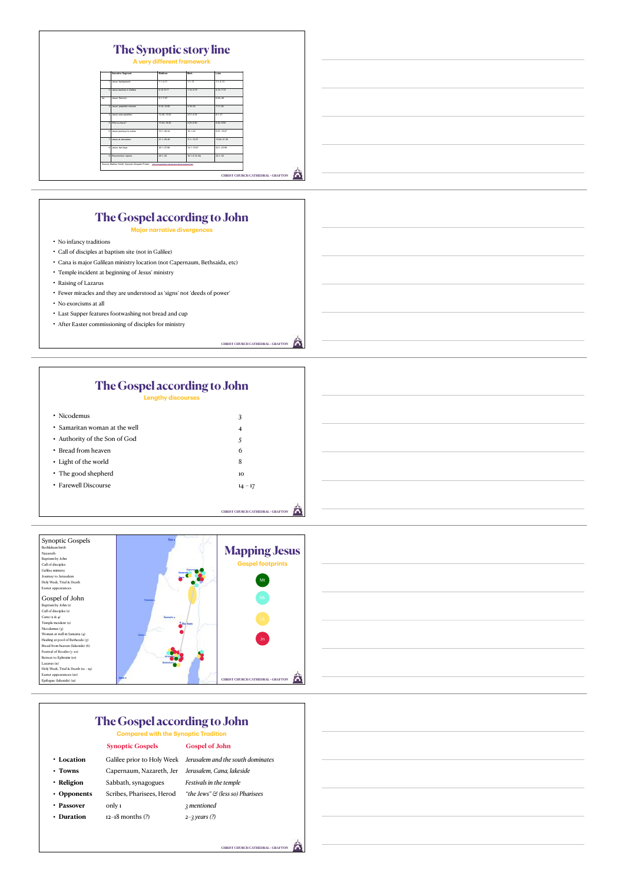# The Synoptic story line

### A very different framework

| | Narrative Segment | Matthew | Mark | Luke |
|---|---|---|---|---|
| 1 | Jesus' background | 1:1–4:11 | 1:1–13 | 1:1–4:13 |
| 2 | Jesus teaches in Galilee | 4:12–8:17 | 1:14–3:19 | 4:14–7:10 |
| 2a | Jesus' Sermon | 5:1–7:27 | | 6:20–49 |
| 3 | Jesus' prophetic mission | 9:18–12:50 | 2:18–35 | 7:11–50 |
| 4 | Jesus uses parables | 12:46–13:53 | 3:31–4:34 | 8:1–21 |
| 5 | Who is Jesus? | 13:53–18:35 | 4:35–9:50 | 8:22–9:50 |
| 6 | Jesus journeys to Judea | 19:1–20:34 | 10:1–52 | 9:51–19:27 |
| 7 | Jesus at Jerusalem | 21:1–25:46 | 11:1–13:37 | 19:28–21:38 |
| 8 | Jesus' last days | 26:1–27:66 | 14:1–15:47 | 22:1–23:56 |
| 9 | Resurrection reports | 28:1–20 | 16:1–8 (9–20) | 24:1–53 |

Source: Mahlon Smith, Synoptic Gospels Primer

CHRIST CHURCH CATHEDRAL • GRAFTON

# The Gospel according to John

### Major narrative divergences

- No infancy traditions
- Call of disciples at baptism site (not in Galilee)
- Cana is major Galilean ministry location (not Capernaum, Bethsaida, etc)
- Temple incident at beginning of Jesus' ministry
- Raising of Lazarus
- Fewer miracles and they are understood as 'signs' not 'deeds of power'
- No exorcisms at all
- Last Supper features footwashing not bread and cup
- After Easter commissioning of disciples for ministry

CHRIST CHURCH CATHEDRAL • GRAFTON

# The Gospel according to John

### Lengthy discourses

| | |
|---|---|
| Nicodemus | 3 |
| Samaritan woman at the well | 4 |
| Authority of the Son of God | 5 |
| Bread from heaven | 6 |
| Light of the world | 8 |
| The good shepherd | 10 |
| Farewell Discourse | 14 – 17 |

CHRIST CHURCH CATHEDRAL • GRAFTON

# Mapping Jesus

### Gospel footprints

**Synoptic Gospels**
Bethlehem birth
Nazareth
Baptism by John
Call of disciples
Galilee ministry
Journey to Jerusalem
Holy Week, Trial & Death
Easter appearances

**Gospel of John**
Baptism by John (1)
Call of disciples (1)
Cana (2 & 4)
Temple incident (2)
Nicodemus (3)
Woman at well in Samaria (4)
Healing at pool of Bethesda (5)
Bread from heaven (lakeside) (6)
Festival of Booths (7–10)
Retreat to Ephraim (10)
Lazarus (11)
Holy Week, Trial & Death (12 – 19)
Easter appearances (20)
Epilogue (lakeside) (21)

Tyre
Capernaum
Nazareth
Caesarea
Samaria
Sychar
Joppa
Jerusalem
Bethlehem
Gaza

Mt
Mk
Lk
Jn

CHRIST CHURCH CATHEDRAL • GRAFTON

# The Gospel according to John

### Compared with the Synoptic Tradition

| | Synoptic Gospels | Gospel of John |
|---|---|---|
| **Location** | Galilee prior to Holy Week | *Jerusalem and the south dominates* |
| **Towns** | Capernaum, Nazareth, Jer | *Jerusalem, Cana, lakeside* |
| **Religion** | Sabbath, synagogues | *Festivals in the temple* |
| **Opponents** | Scribes, Pharisees, Herod | *"the Jews" & (less so) Pharisees* |
| **Passover** | only 1 | *3 mentioned* |
| **Duration** | 12–18 months (?) | *2–3 years (?)* |

CHRIST CHURCH CATHEDRAL • GRAFTON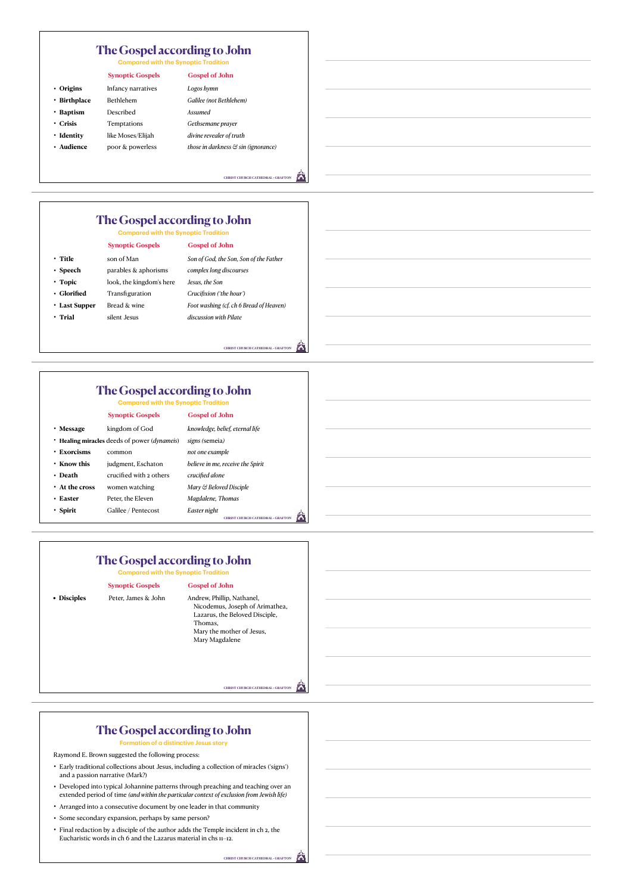# The Gospel according to John

### Compared with the Synoptic Tradition

| | Synoptic Gospels | Gospel of John |
|---|---|---|
| • **Origins** | Infancy narratives | *Logos hymn* |
| • **Birthplace** | Bethlehem | *Galilee (not Bethlehem)* |
| • **Baptism** | Described | *Assumed* |
| • **Crisis** | Temptations | *Gethsemane prayer* |
| • **Identity** | like Moses/Elijah | *divine revealer of truth* |
| • **Audience** | poor & powerless | *those in darkness & sin (ignorance)* |

# The Gospel according to John

### Compared with the Synoptic Tradition

| | Synoptic Gospels | Gospel of John |
|---|---|---|
| • **Title** | son of Man | *Son of God, the Son, Son of the Father* |
| • **Speech** | parables & aphorisms | *complex long discourses* |
| • **Topic** | look, the kingdom's here | *Jesus, the Son* |
| • **Glorified** | Transfiguration | *Crucifixion ('the hour')* |
| • **Last Supper** | Bread & wine | *Foot washing (cf. ch 6 Bread of Heaven)* |
| • **Trial** | silent Jesus | *discussion with Pilate* |

# The Gospel according to John

### Compared with the Synoptic Tradition

| | Synoptic Gospels | Gospel of John |
|---|---|---|
| • **Message** | kingdom of God | *knowledge, belief, eternal life* |
| • **Healing miracles** | deeds of power (*dynameis*) | *signs (*semeia*)* |
| • **Exorcisms** | common | *not one example* |
| • **Know this** | judgment, Eschaton | *believe in me, receive the Spirit* |
| • **Death** | crucified with 2 others | *crucified alone* |
| • **At the cross** | women watching | *Mary & Beloved Disciple* |
| • **Easter** | Peter, the Eleven | *Magdalene, Thomas* |
| • **Spirit** | Galilee / Pentecost | *Easter night* |

# The Gospel according to John

### Compared with the Synoptic Tradition

| | Synoptic Gospels | Gospel of John |
|---|---|---|
| • **Disciples** | Peter, James & John | Andrew, Phillip, Nathanel, Nicodemus, Joseph of Arimathea, Lazarus, the Beloved Disciple, Thomas, Mary the mother of Jesus, Mary Magdalene |

# The Gospel according to John

### Formation of a distinctive Jesus story

Raymond E. Brown suggested the following process:

- Early traditional collections about Jesus, including a collection of miracles ('signs') and a passion narrative (Mark?)
- Developed into typical Johannine patterns through preaching and teaching over an extended period of time *(and within the particular context of exclusion from Jewish life)*
- Arranged into a consecutive document by one leader in that community
- Some secondary expansion, perhaps by same person?
- Final redaction by a disciple of the author adds the Temple incident in ch 2, the Eucharistic words in ch 6 and the Lazarus material in chs 11–12.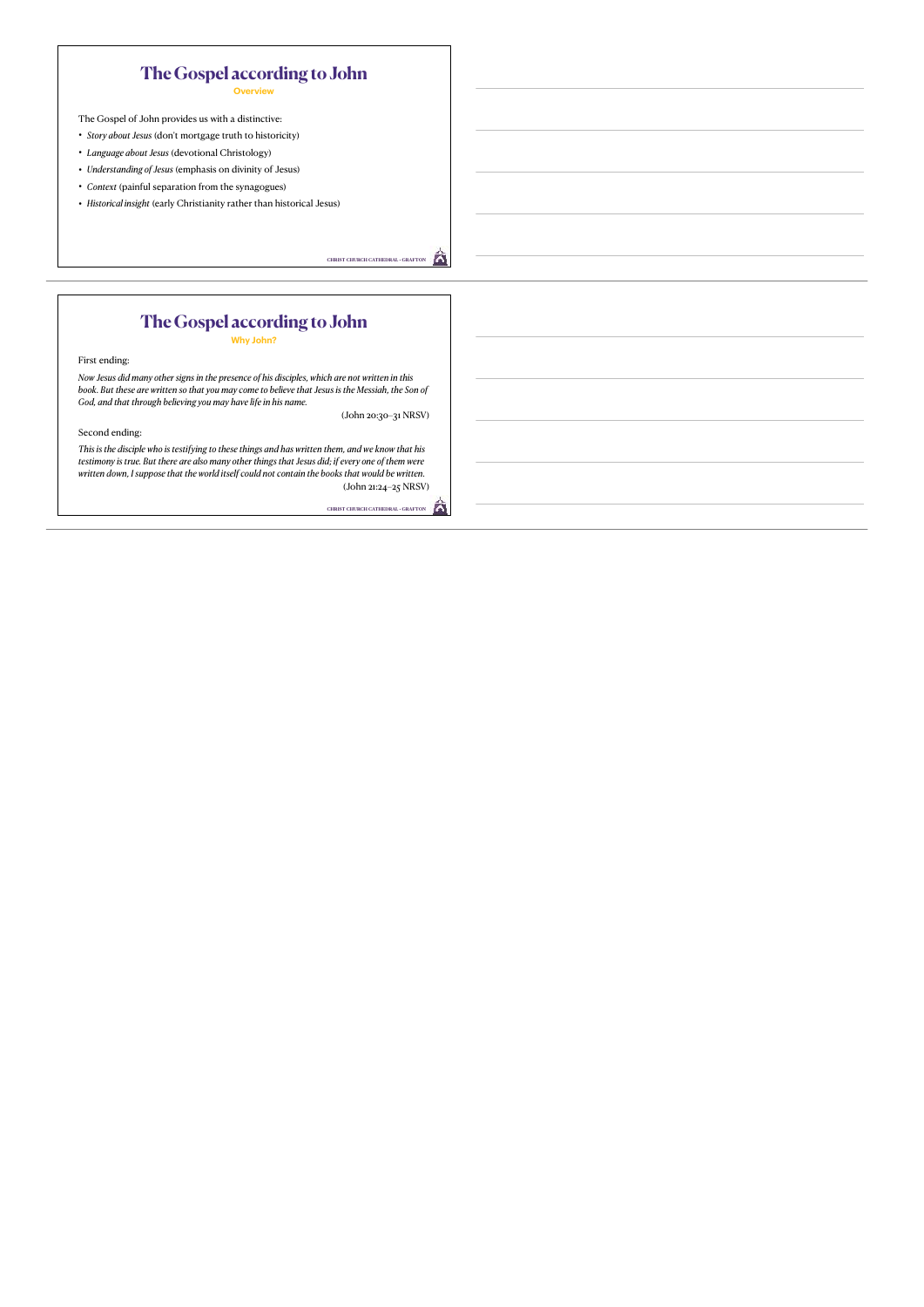# The Gospel according to John

## Overview

The Gospel of John provides us with a distinctive:

- *Story about Jesus* (don't mortgage truth to historicity)
- *Language about Jesus* (devotional Christology)
- *Understanding of Jesus* (emphasis on divinity of Jesus)
- *Context* (painful separation from the synagogues)
- *Historical insight* (early Christianity rather than historical Jesus)

CHRIST CHURCH CATHEDRAL · GRAFTON

# The Gospel according to John

## Why John?

First ending:

*Now Jesus did many other signs in the presence of his disciples, which are not written in this book. But these are written so that you may come to believe that Jesus is the Messiah, the Son of God, and that through believing you may have life in his name.*

(John 20:30–31 NRSV)

Second ending:

*This is the disciple who is testifying to these things and has written them, and we know that his testimony is true. But there are also many other things that Jesus did; if every one of them were written down, I suppose that the world itself could not contain the books that would be written.*

(John 21:24–25 NRSV)

CHRIST CHURCH CATHEDRAL · GRAFTON